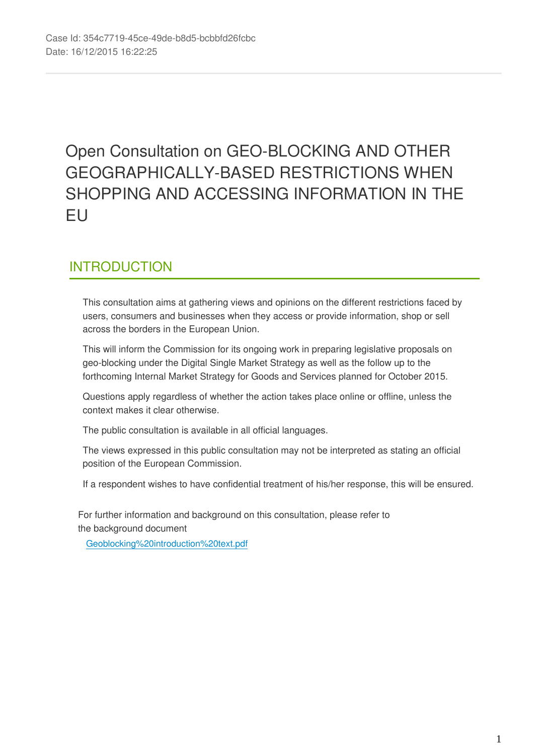Case Id: 354c7719-45ce-49de-b8d5-bcbbfd26fcbc
Date: 16/12/2015 16:22:25

# Open Consultation on GEO-BLOCKING AND OTHER GEOGRAPHICALLY-BASED RESTRICTIONS WHEN SHOPPING AND ACCESSING INFORMATION IN THE EU

## INTRODUCTION

This consultation aims at gathering views and opinions on the different restrictions faced by users, consumers and businesses when they access or provide information, shop or sell across the borders in the European Union.

This will inform the Commission for its ongoing work in preparing legislative proposals on geo-blocking under the Digital Single Market Strategy as well as the follow up to the forthcoming Internal Market Strategy for Goods and Services planned for October 2015.

Questions apply regardless of whether the action takes place online or offline, unless the context makes it clear otherwise.

The public consultation is available in all official languages.

The views expressed in this public consultation may not be interpreted as stating an official position of the European Commission.

If a respondent wishes to have confidential treatment of his/her response, this will be ensured.

For further information and background on this consultation, please refer to the background document

Geoblocking%20introduction%20text.pdf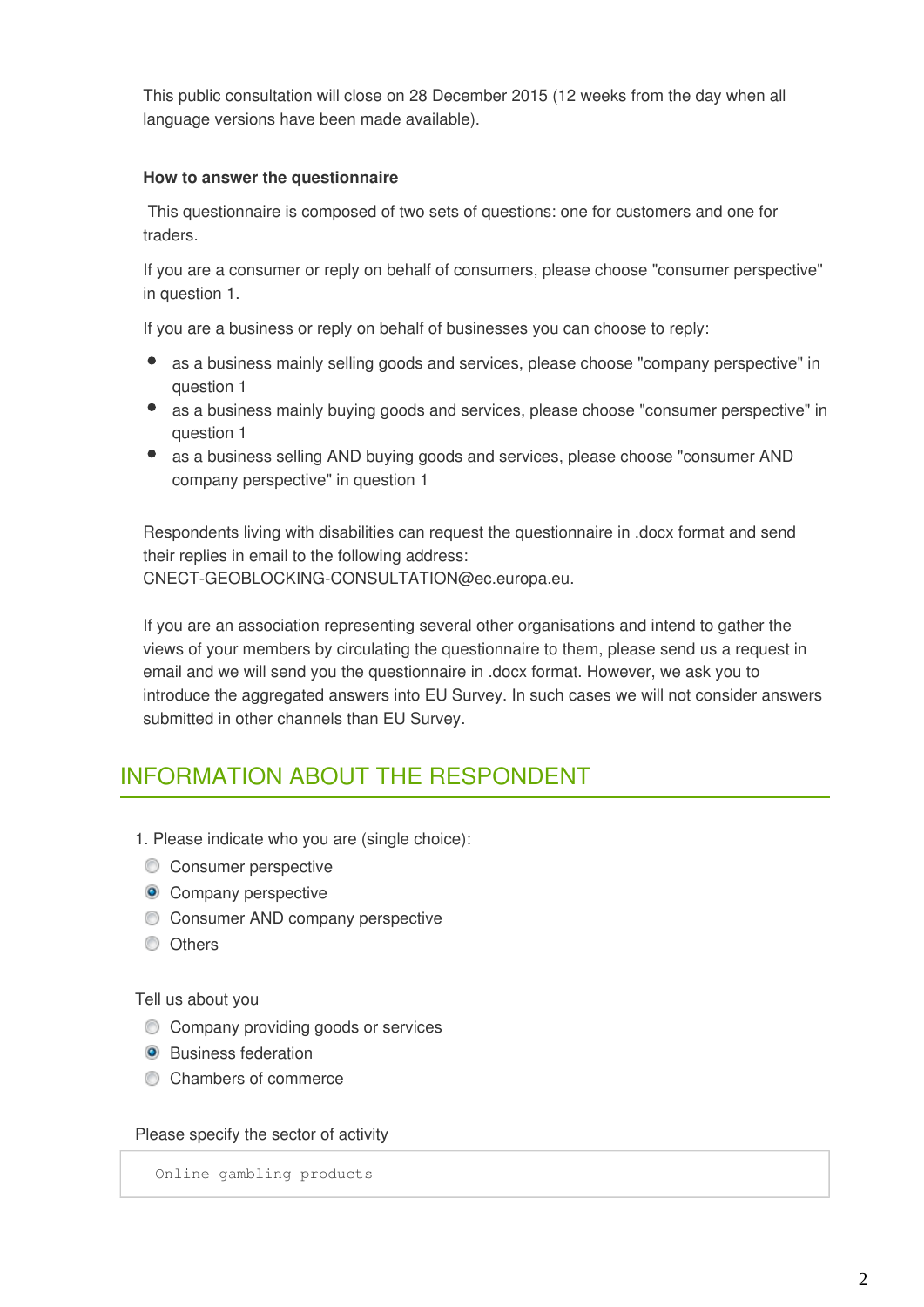This public consultation will close on 28 December 2015 (12 weeks from the day when all language versions have been made available).

**How to answer the questionnaire**

This questionnaire is composed of two sets of questions: one for customers and one for traders.

If you are a consumer or reply on behalf of consumers, please choose "consumer perspective" in question 1.

If you are a business or reply on behalf of businesses you can choose to reply:

- as a business mainly selling goods and services, please choose "company perspective" in question 1
- as a business mainly buying goods and services, please choose "consumer perspective" in question 1
- as a business selling AND buying goods and services, please choose "consumer AND company perspective" in question 1

Respondents living with disabilities can request the questionnaire in .docx format and send their replies in email to the following address: CNECT-GEOBLOCKING-CONSULTATION@ec.europa.eu.

If you are an association representing several other organisations and intend to gather the views of your members by circulating the questionnaire to them, please send us a request in email and we will send you the questionnaire in .docx format. However, we ask you to introduce the aggregated answers into EU Survey. In such cases we will not consider answers submitted in other channels than EU Survey.

## INFORMATION ABOUT THE RESPONDENT

1. Please indicate who you are (single choice):

- ○ Consumer perspective
- ◉ Company perspective
- ○ Consumer AND company perspective
- ○ Others

Tell us about you

- ○ Company providing goods or services
- ◉ Business federation
- ○ Chambers of commerce

Please specify the sector of activity

```
Online gambling products
```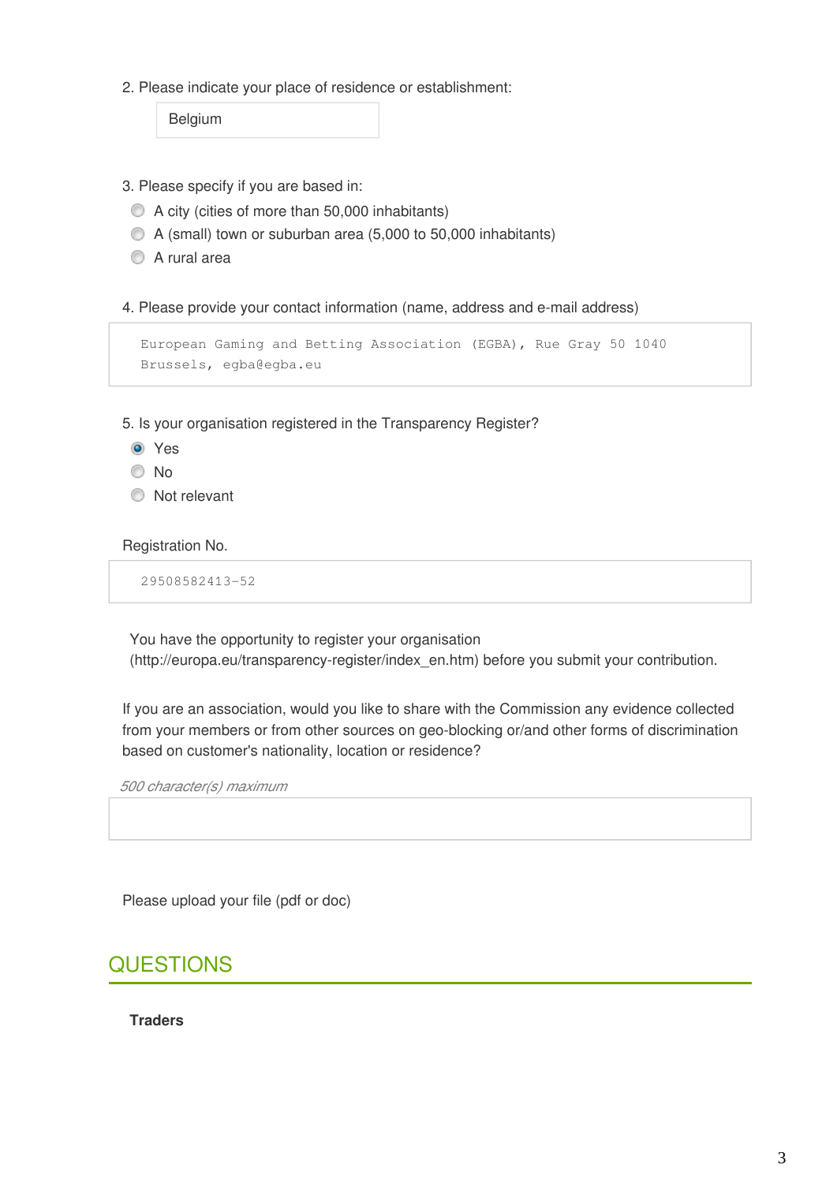2. Please indicate your place of residence or establishment:

Belgium

3. Please specify if you are based in:

- A city (cities of more than 50,000 inhabitants)
- A (small) town or suburban area (5,000 to 50,000 inhabitants)
- A rural area

4. Please provide your contact information (name, address and e-mail address)

European Gaming and Betting Association (EGBA), Rue Gray 50 1040 Brussels, egba@egba.eu

5. Is your organisation registered in the Transparency Register?

- [x] Yes
- [ ] No
- [ ] Not relevant

Registration No.

29508582413-52

You have the opportunity to register your organisation (http://europa.eu/transparency-register/index_en.htm) before you submit your contribution.

If you are an association, would you like to share with the Commission any evidence collected from your members or from other sources on geo-blocking or/and other forms of discrimination based on customer's nationality, location or residence?

*500 character(s) maximum*

Please upload your file (pdf or doc)

## QUESTIONS

**Traders**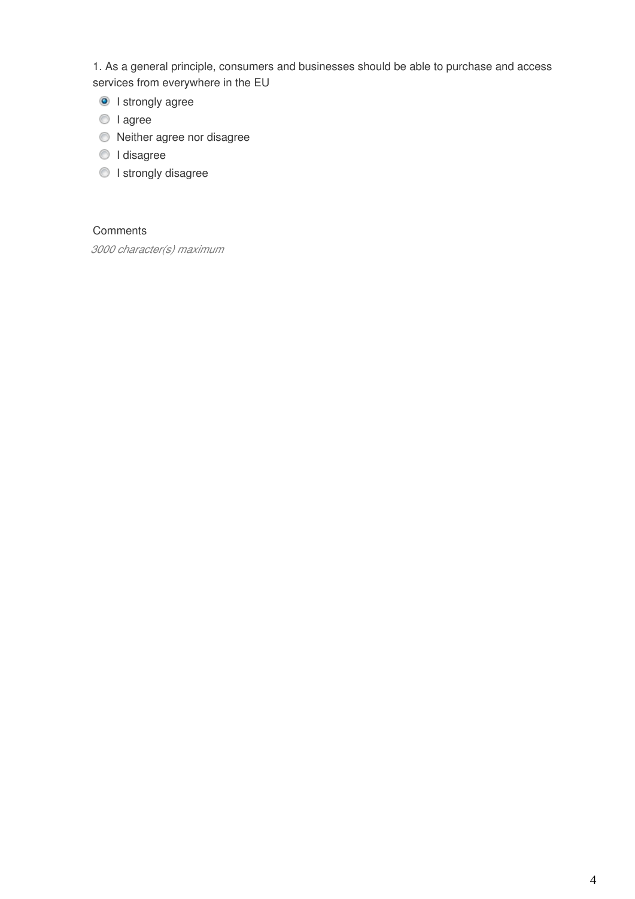1. As a general principle, consumers and businesses should be able to purchase and access services from everywhere in the EU

- [x] I strongly agree
- [ ] I agree
- [ ] Neither agree nor disagree
- [ ] I disagree
- [ ] I strongly disagree

Comments

*3000 character(s) maximum*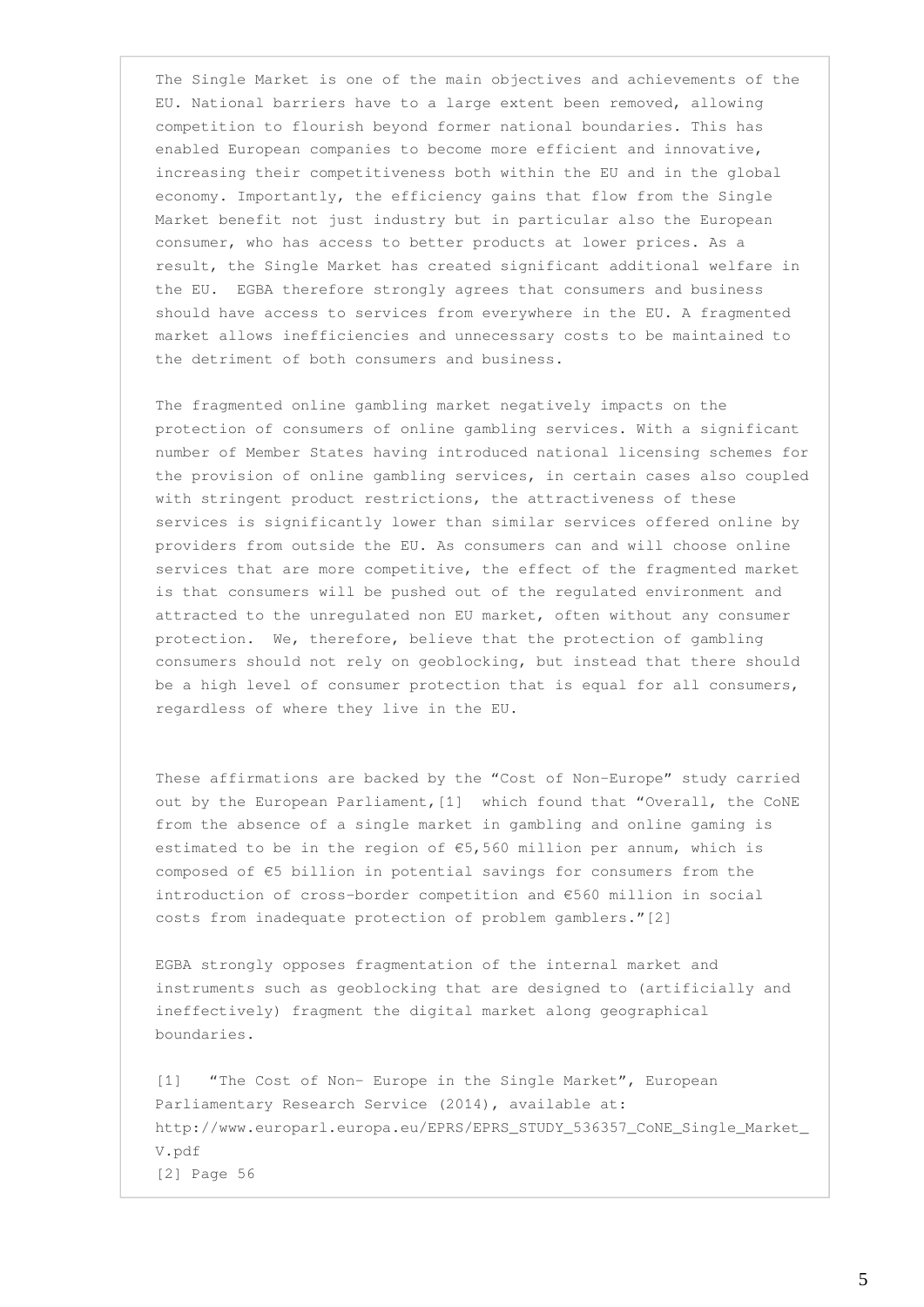The Single Market is one of the main objectives and achievements of the EU. National barriers have to a large extent been removed, allowing competition to flourish beyond former national boundaries. This has enabled European companies to become more efficient and innovative, increasing their competitiveness both within the EU and in the global economy. Importantly, the efficiency gains that flow from the Single Market benefit not just industry but in particular also the European consumer, who has access to better products at lower prices. As a result, the Single Market has created significant additional welfare in the EU. EGBA therefore strongly agrees that consumers and business should have access to services from everywhere in the EU. A fragmented market allows inefficiencies and unnecessary costs to be maintained to the detriment of both consumers and business.

The fragmented online gambling market negatively impacts on the protection of consumers of online gambling services. With a significant number of Member States having introduced national licensing schemes for the provision of online gambling services, in certain cases also coupled with stringent product restrictions, the attractiveness of these services is significantly lower than similar services offered online by providers from outside the EU. As consumers can and will choose online services that are more competitive, the effect of the fragmented market is that consumers will be pushed out of the regulated environment and attracted to the unregulated non EU market, often without any consumer protection. We, therefore, believe that the protection of gambling consumers should not rely on geoblocking, but instead that there should be a high level of consumer protection that is equal for all consumers, regardless of where they live in the EU.

These affirmations are backed by the "Cost of Non-Europe" study carried out by the European Parliament,[1] which found that "Overall, the CoNE from the absence of a single market in gambling and online gaming is estimated to be in the region of €5,560 million per annum, which is composed of €5 billion in potential savings for consumers from the introduction of cross-border competition and €560 million in social costs from inadequate protection of problem gamblers."[2]

EGBA strongly opposes fragmentation of the internal market and instruments such as geoblocking that are designed to (artificially and ineffectively) fragment the digital market along geographical boundaries.

[1] "The Cost of Non- Europe in the Single Market", European Parliamentary Research Service (2014), available at: http://www.europarl.europa.eu/EPRS/EPRS_STUDY_536357_CoNE_Single_Market_V.pdf

[2] Page 56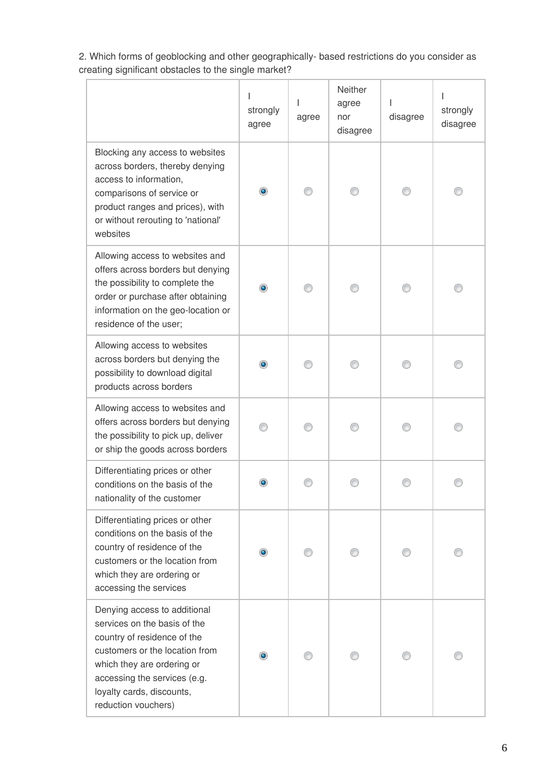2. Which forms of geoblocking and other geographically- based restrictions do you consider as creating significant obstacles to the single market?

| | I strongly agree | I agree | Neither agree nor disagree | I disagree | I strongly disagree |
|---|---|---|---|---|---|
| Blocking any access to websites across borders, thereby denying access to information, comparisons of service or product ranges and prices), with or without rerouting to 'national' websites | ◉ | ○ | ○ | ○ | ○ |
| Allowing access to websites and offers across borders but denying the possibility to complete the order or purchase after obtaining information on the geo-location or residence of the user; | ◉ | ○ | ○ | ○ | ○ |
| Allowing access to websites across borders but denying the possibility to download digital products across borders | ◉ | ○ | ○ | ○ | ○ |
| Allowing access to websites and offers across borders but denying the possibility to pick up, deliver or ship the goods across borders | ○ | ○ | ○ | ○ | ○ |
| Differentiating prices or other conditions on the basis of the nationality of the customer | ◉ | ○ | ○ | ○ | ○ |
| Differentiating prices or other conditions on the basis of the country of residence of the customers or the location from which they are ordering or accessing the services | ◉ | ○ | ○ | ○ | ○ |
| Denying access to additional services on the basis of the country of residence of the customers or the location from which they are ordering or accessing the services (e.g. loyalty cards, discounts, reduction vouchers) | ◉ | ○ | ○ | ○ | ○ |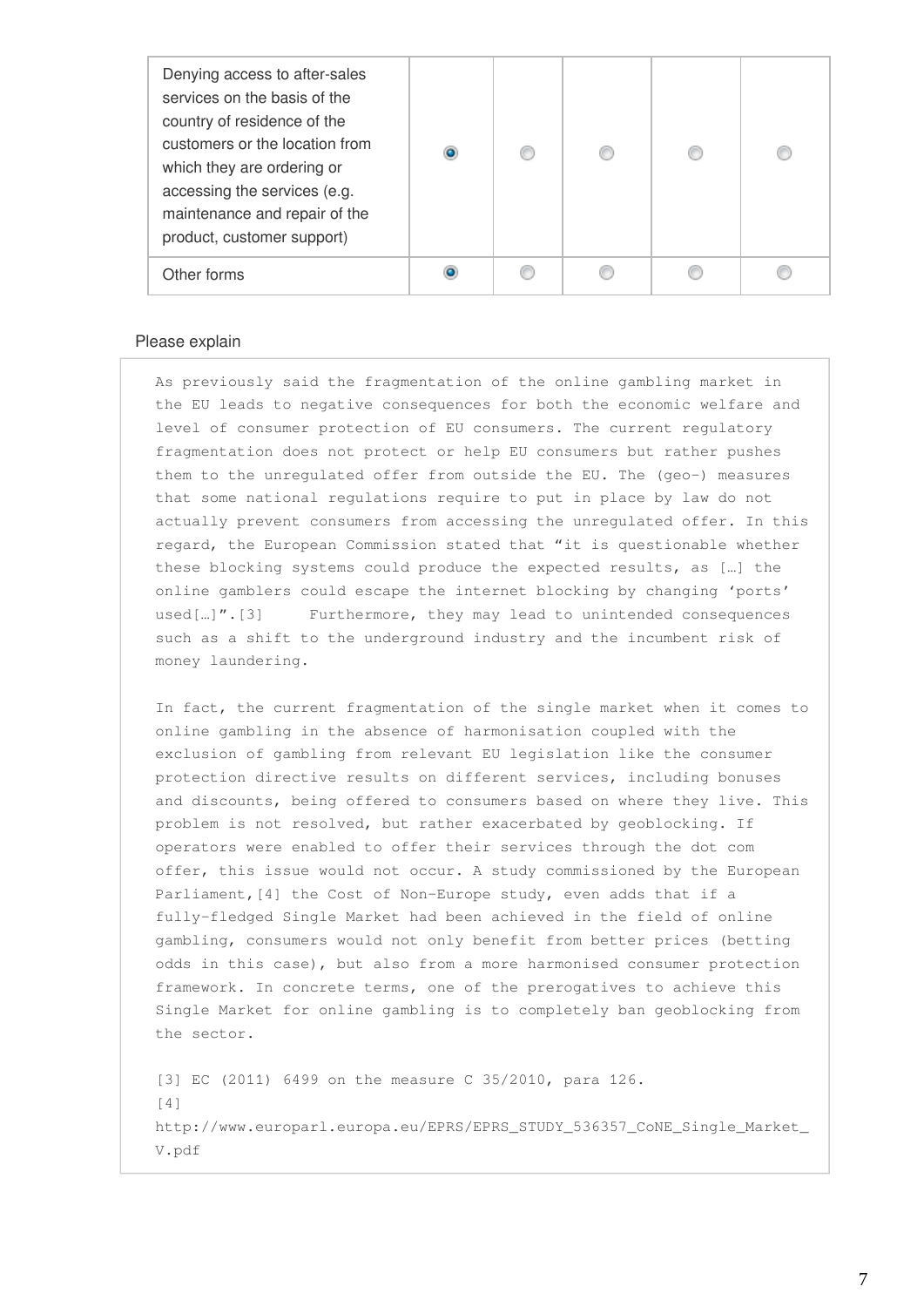| | | | | | |
|---|---|---|---|---|---|
| Denying access to after-sales services on the basis of the country of residence of the customers or the location from which they are ordering or accessing the services (e.g. maintenance and repair of the product, customer support) | ● | ○ | ○ | ○ | ○ |
| Other forms | ● | ○ | ○ | ○ | ○ |

Please explain

As previously said the fragmentation of the online gambling market in the EU leads to negative consequences for both the economic welfare and level of consumer protection of EU consumers. The current regulatory fragmentation does not protect or help EU consumers but rather pushes them to the unregulated offer from outside the EU. The (geo-) measures that some national regulations require to put in place by law do not actually prevent consumers from accessing the unregulated offer. In this regard, the European Commission stated that "it is questionable whether these blocking systems could produce the expected results, as […] the online gamblers could escape the internet blocking by changing 'ports' used[…]".[3] Furthermore, they may lead to unintended consequences such as a shift to the underground industry and the incumbent risk of money laundering.

In fact, the current fragmentation of the single market when it comes to online gambling in the absence of harmonisation coupled with the exclusion of gambling from relevant EU legislation like the consumer protection directive results on different services, including bonuses and discounts, being offered to consumers based on where they live. This problem is not resolved, but rather exacerbated by geoblocking. If operators were enabled to offer their services through the dot com offer, this issue would not occur. A study commissioned by the European Parliament,[4] the Cost of Non-Europe study, even adds that if a fully-fledged Single Market had been achieved in the field of online gambling, consumers would not only benefit from better prices (betting odds in this case), but also from a more harmonised consumer protection framework. In concrete terms, one of the prerogatives to achieve this Single Market for online gambling is to completely ban geoblocking from the sector.

[3] EC (2011) 6499 on the measure C 35/2010, para 126.
[4] http://www.europarl.europa.eu/EPRS/EPRS_STUDY_536357_CoNE_Single_Market_V.pdf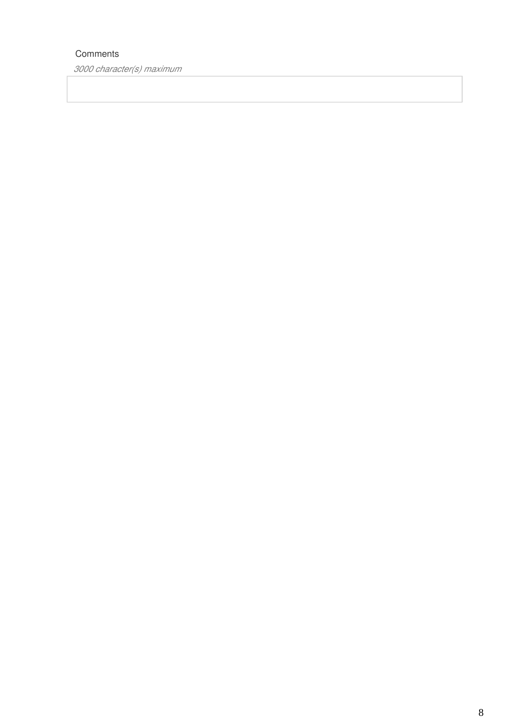Comments

*3000 character(s) maximum*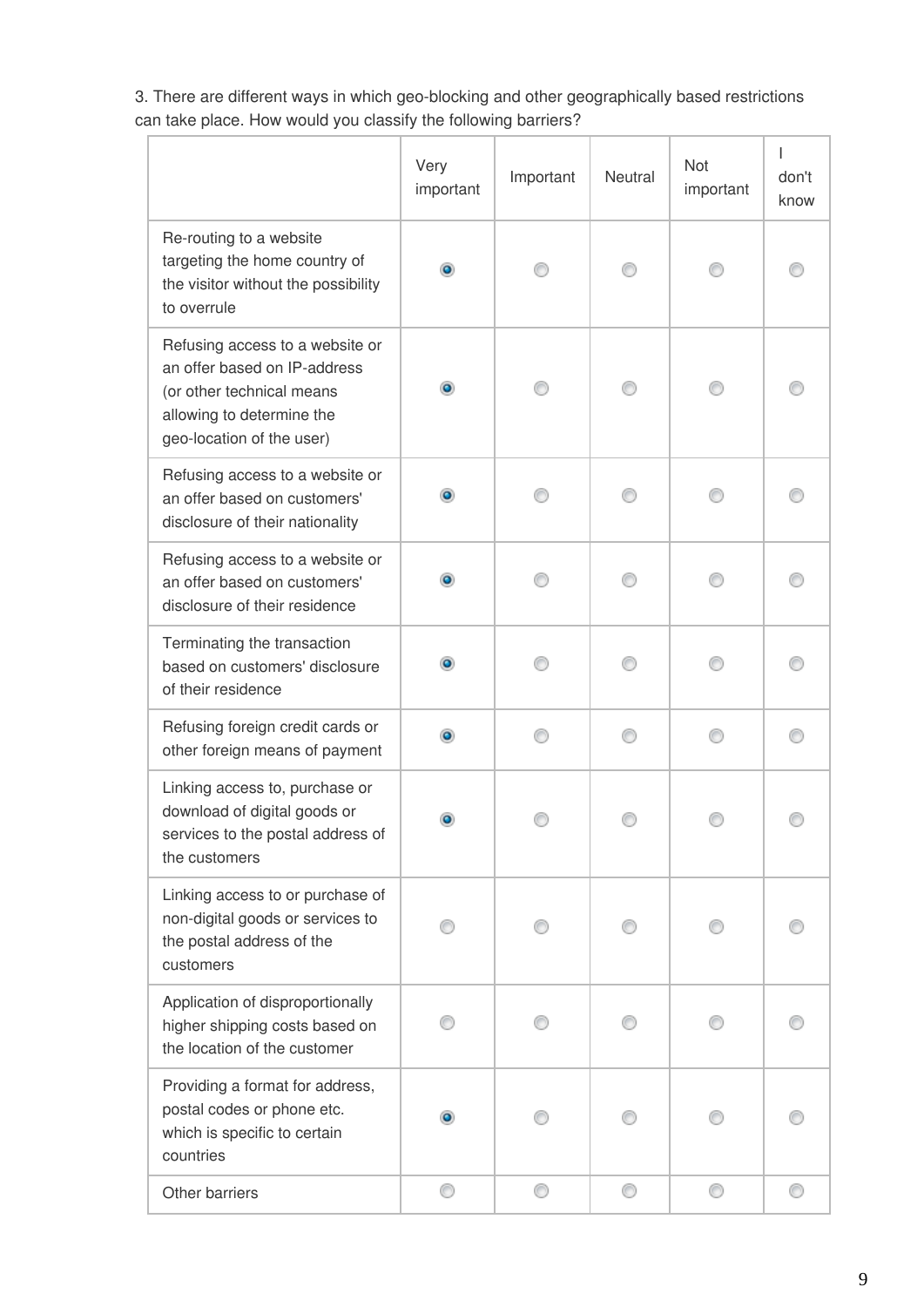3. There are different ways in which geo-blocking and other geographically based restrictions can take place. How would you classify the following barriers?

| | Very important | Important | Neutral | Not important | I don't know |
|---|---|---|---|---|---|
| Re-routing to a website targeting the home country of the visitor without the possibility to overrule | ◉ | ○ | ○ | ○ | ○ |
| Refusing access to a website or an offer based on IP-address (or other technical means allowing to determine the geo-location of the user) | ◉ | ○ | ○ | ○ | ○ |
| Refusing access to a website or an offer based on customers' disclosure of their nationality | ◉ | ○ | ○ | ○ | ○ |
| Refusing access to a website or an offer based on customers' disclosure of their residence | ◉ | ○ | ○ | ○ | ○ |
| Terminating the transaction based on customers' disclosure of their residence | ◉ | ○ | ○ | ○ | ○ |
| Refusing foreign credit cards or other foreign means of payment | ◉ | ○ | ○ | ○ | ○ |
| Linking access to, purchase or download of digital goods or services to the postal address of the customers | ◉ | ○ | ○ | ○ | ○ |
| Linking access to or purchase of non-digital goods or services to the postal address of the customers | ○ | ○ | ○ | ○ | ○ |
| Application of disproportionally higher shipping costs based on the location of the customer | ○ | ○ | ○ | ○ | ○ |
| Providing a format for address, postal codes or phone etc. which is specific to certain countries | ◉ | ○ | ○ | ○ | ○ |
| Other barriers | ○ | ○ | ○ | ○ | ○ |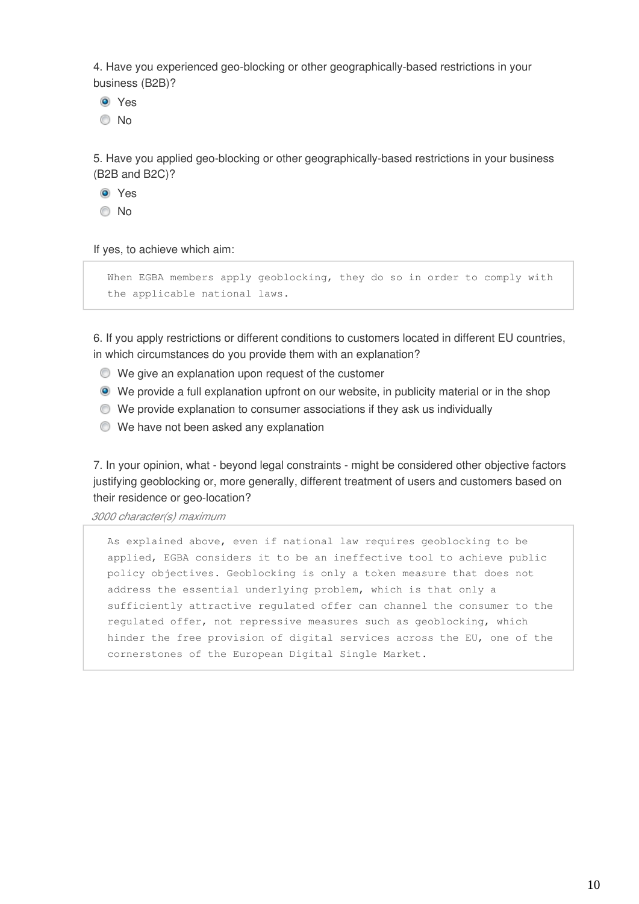4. Have you experienced geo-blocking or other geographically-based restrictions in your business (B2B)?

- (x) Yes
- ( ) No

5. Have you applied geo-blocking or other geographically-based restrictions in your business (B2B and B2C)?

- (x) Yes
- ( ) No

If yes, to achieve which aim:

> When EGBA members apply geoblocking, they do so in order to comply with the applicable national laws.

6. If you apply restrictions or different conditions to customers located in different EU countries, in which circumstances do you provide them with an explanation?

- ( ) We give an explanation upon request of the customer
- (x) We provide a full explanation upfront on our website, in publicity material or in the shop
- ( ) We provide explanation to consumer associations if they ask us individually
- ( ) We have not been asked any explanation

7. In your opinion, what - beyond legal constraints - might be considered other objective factors justifying geoblocking or, more generally, different treatment of users and customers based on their residence or geo-location?

*3000 character(s) maximum*

> As explained above, even if national law requires geoblocking to be applied, EGBA considers it to be an ineffective tool to achieve public policy objectives. Geoblocking is only a token measure that does not address the essential underlying problem, which is that only a sufficiently attractive regulated offer can channel the consumer to the regulated offer, not repressive measures such as geoblocking, which hinder the free provision of digital services across the EU, one of the cornerstones of the European Digital Single Market.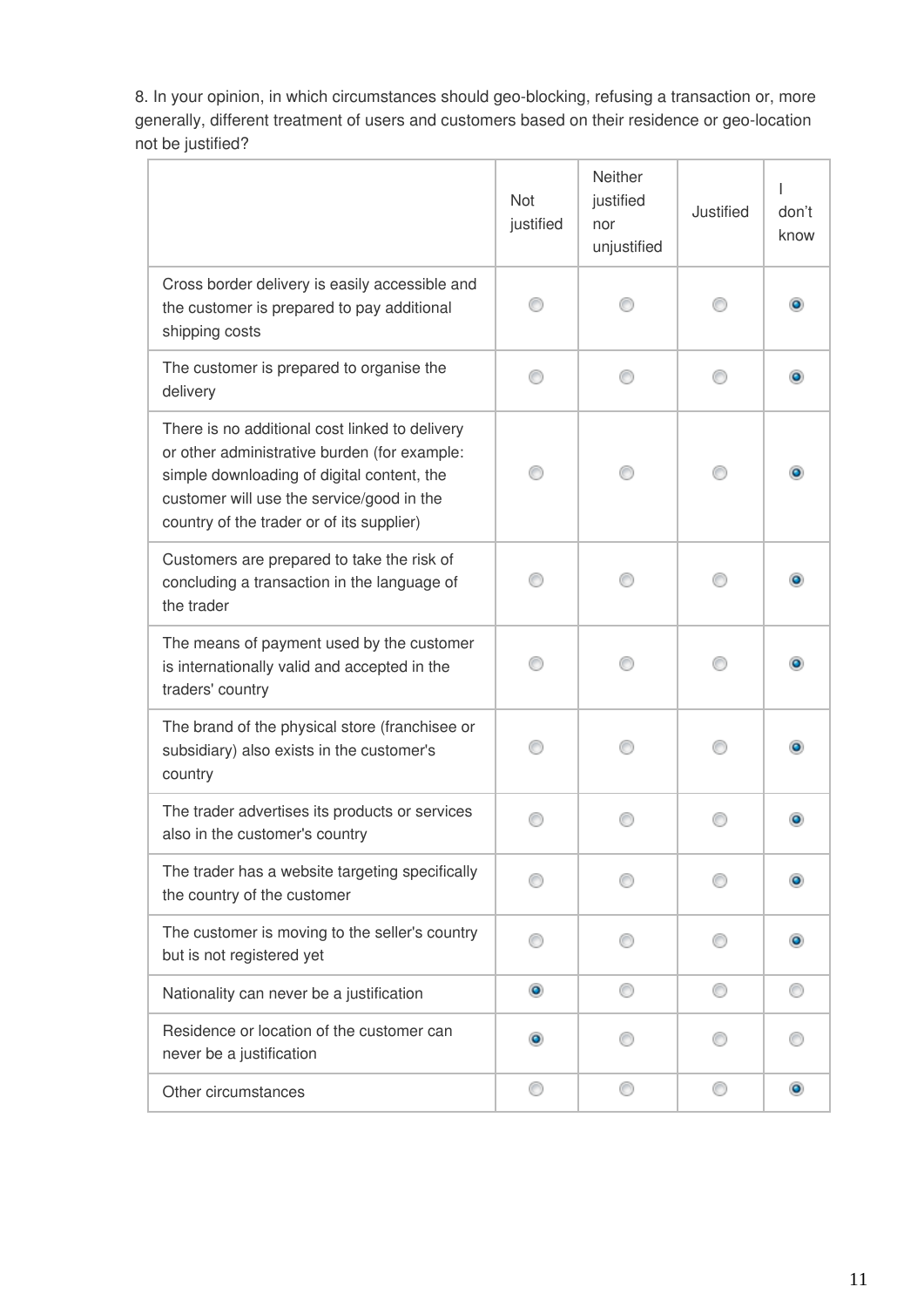8. In your opinion, in which circumstances should geo-blocking, refusing a transaction or, more generally, different treatment of users and customers based on their residence or geo-location not be justified?

| | Not justified | Neither justified nor unjustified | Justified | I don't know |
|---|---|---|---|---|
| Cross border delivery is easily accessible and the customer is prepared to pay additional shipping costs | ○ | ○ | ○ | ● |
| The customer is prepared to organise the delivery | ○ | ○ | ○ | ● |
| There is no additional cost linked to delivery or other administrative burden (for example: simple downloading of digital content, the customer will use the service/good in the country of the trader or of its supplier) | ○ | ○ | ○ | ● |
| Customers are prepared to take the risk of concluding a transaction in the language of the trader | ○ | ○ | ○ | ● |
| The means of payment used by the customer is internationally valid and accepted in the traders' country | ○ | ○ | ○ | ● |
| The brand of the physical store (franchisee or subsidiary) also exists in the customer's country | ○ | ○ | ○ | ● |
| The trader advertises its products or services also in the customer's country | ○ | ○ | ○ | ● |
| The trader has a website targeting specifically the country of the customer | ○ | ○ | ○ | ● |
| The customer is moving to the seller's country but is not registered yet | ○ | ○ | ○ | ● |
| Nationality can never be a justification | ● | ○ | ○ | ○ |
| Residence or location of the customer can never be a justification | ● | ○ | ○ | ○ |
| Other circumstances | ○ | ○ | ○ | ● |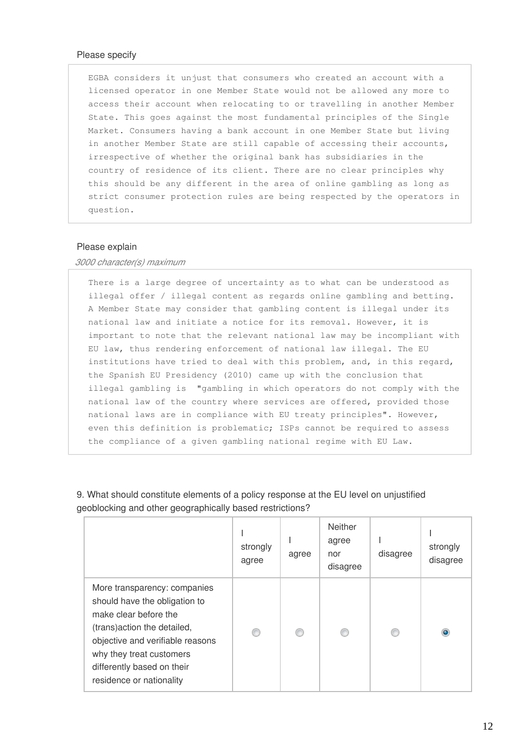Please specify

```
EGBA considers it unjust that consumers who created an account with a
licensed operator in one Member State would not be allowed any more to
access their account when relocating to or travelling in another Member
State. This goes against the most fundamental principles of the Single
Market. Consumers having a bank account in one Member State but living
in another Member State are still capable of accessing their accounts,
irrespective of whether the original bank has subsidiaries in the
country of residence of its client. There are no clear principles why
this should be any different in the area of online gambling as long as
strict consumer protection rules are being respected by the operators in
question.
```

Please explain

*3000 character(s) maximum*

```
There is a large degree of uncertainty as to what can be understood as
illegal offer / illegal content as regards online gambling and betting.
A Member State may consider that gambling content is illegal under its
national law and initiate a notice for its removal. However, it is
important to note that the relevant national law may be incompliant with
EU law, thus rendering enforcement of national law illegal. The EU
institutions have tried to deal with this problem, and, in this regard,
the Spanish EU Presidency (2010) came up with the conclusion that
illegal gambling is  "gambling in which operators do not comply with the
national law of the country where services are offered, provided those
national laws are in compliance with EU treaty principles". However,
even this definition is problematic; ISPs cannot be required to assess
the compliance of a given gambling national regime with EU Law.
```

9. What should constitute elements of a policy response at the EU level on unjustified geoblocking and other geographically based restrictions?

| | I strongly agree | I agree | Neither agree nor disagree | I disagree | I strongly disagree |
|---|---|---|---|---|---|
| More transparency: companies should have the obligation to make clear before the (trans)action the detailed, objective and verifiable reasons why they treat customers differently based on their residence or nationality | ○ | ○ | ○ | ○ | ● |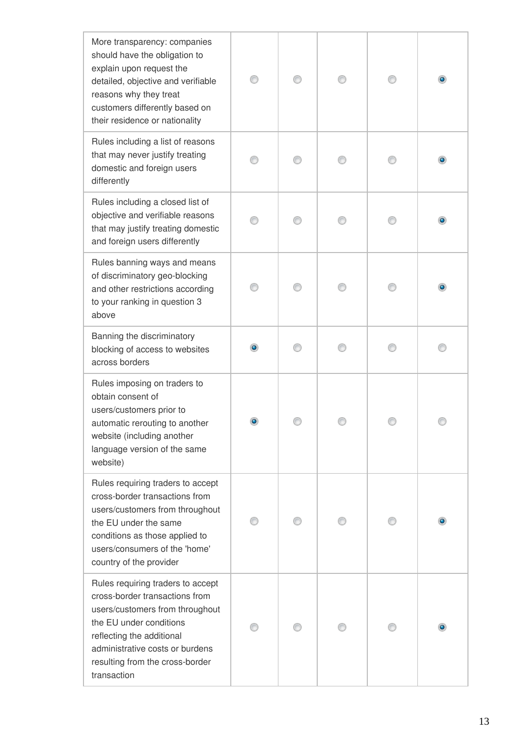| | | | | | |
|---|---|---|---|---|---|
| More transparency: companies should have the obligation to explain upon request the detailed, objective and verifiable reasons why they treat customers differently based on their residence or nationality | ○ | ○ | ○ | ○ | ● |
| Rules including a list of reasons that may never justify treating domestic and foreign users differently | ○ | ○ | ○ | ○ | ● |
| Rules including a closed list of objective and verifiable reasons that may justify treating domestic and foreign users differently | ○ | ○ | ○ | ○ | ● |
| Rules banning ways and means of discriminatory geo-blocking and other restrictions according to your ranking in question 3 above | ○ | ○ | ○ | ○ | ● |
| Banning the discriminatory blocking of access to websites across borders | ● | ○ | ○ | ○ | ○ |
| Rules imposing on traders to obtain consent of users/customers prior to automatic rerouting to another website (including another language version of the same website) | ● | ○ | ○ | ○ | ○ |
| Rules requiring traders to accept cross-border transactions from users/customers from throughout the EU under the same conditions as those applied to users/consumers of the 'home' country of the provider | ○ | ○ | ○ | ○ | ● |
| Rules requiring traders to accept cross-border transactions from users/customers from throughout the EU under conditions reflecting the additional administrative costs or burdens resulting from the cross-border transaction | ○ | ○ | ○ | ○ | ● |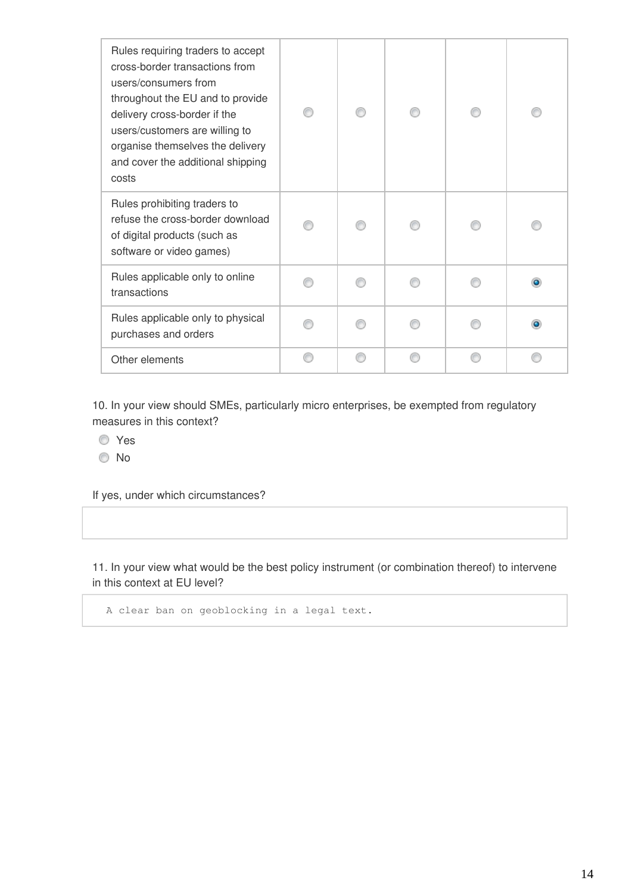| | | | | | |
|---|---|---|---|---|---|
| Rules requiring traders to accept cross-border transactions from users/consumers from throughout the EU and to provide delivery cross-border if the users/customers are willing to organise themselves the delivery and cover the additional shipping costs | ◯ | ◯ | ◯ | ◯ | ◯ |
| Rules prohibiting traders to refuse the cross-border download of digital products (such as software or video games) | ◯ | ◯ | ◯ | ◯ | ◯ |
| Rules applicable only to online transactions | ◯ | ◯ | ◯ | ◯ | ◉ |
| Rules applicable only to physical purchases and orders | ◯ | ◯ | ◯ | ◯ | ◉ |
| Other elements | ◯ | ◯ | ◯ | ◯ | ◯ |

10. In your view should SMEs, particularly micro enterprises, be exempted from regulatory measures in this context?

- ◯ Yes
- ◯ No

If yes, under which circumstances?

11. In your view what would be the best policy instrument (or combination thereof) to intervene in this context at EU level?

A clear ban on geoblocking in a legal text.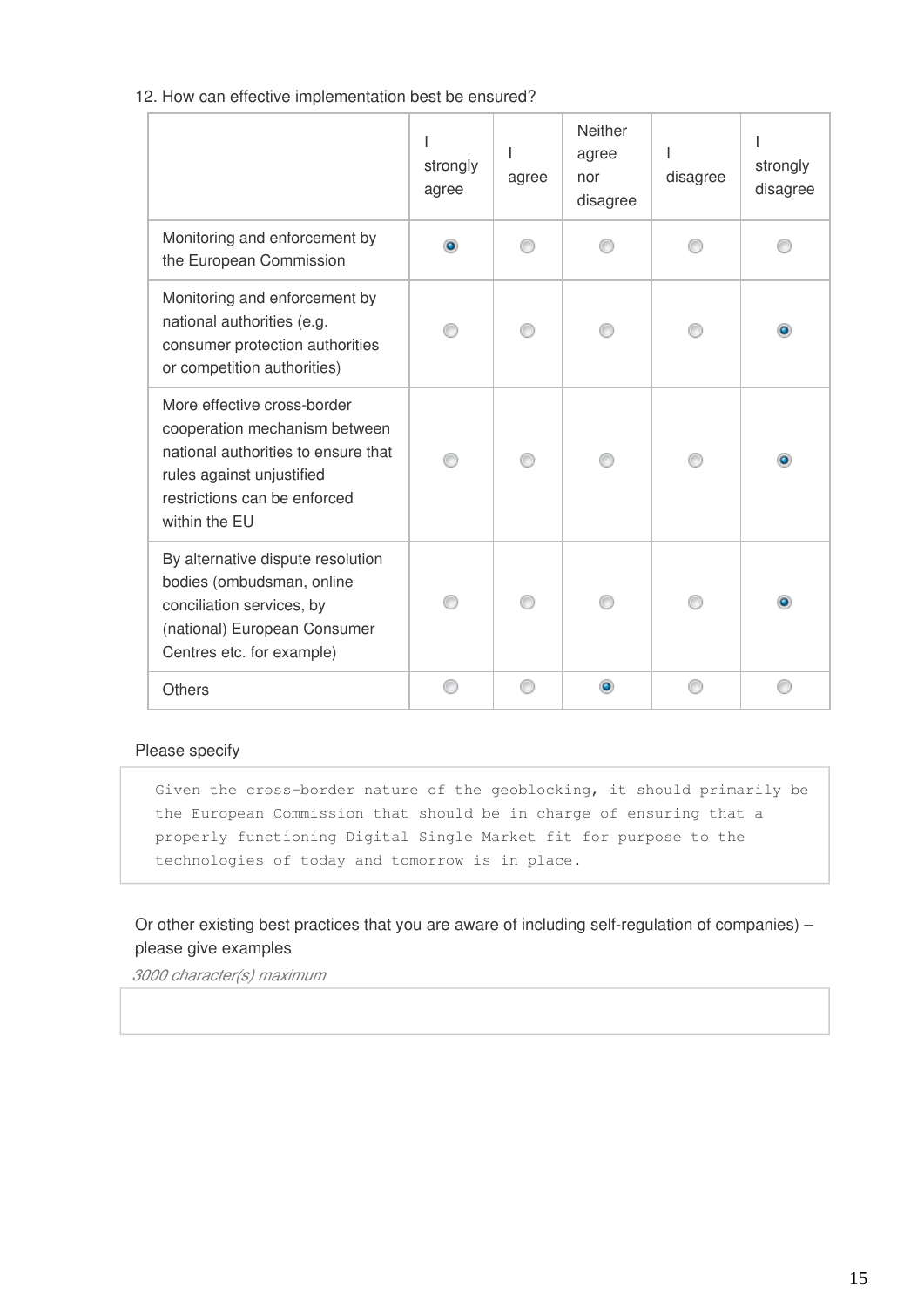12. How can effective implementation best be ensured?

| | I strongly agree | I agree | Neither agree nor disagree | I disagree | I strongly disagree |
|---|---|---|---|---|---|
| Monitoring and enforcement by the European Commission | ◉ | ○ | ○ | ○ | ○ |
| Monitoring and enforcement by national authorities (e.g. consumer protection authorities or competition authorities) | ○ | ○ | ○ | ○ | ◉ |
| More effective cross-border cooperation mechanism between national authorities to ensure that rules against unjustified restrictions can be enforced within the EU | ○ | ○ | ○ | ○ | ◉ |
| By alternative dispute resolution bodies (ombudsman, online conciliation services, by (national) European Consumer Centres etc. for example) | ○ | ○ | ○ | ○ | ◉ |
| Others | ○ | ○ | ◉ | ○ | ○ |

Please specify

Given the cross-border nature of the geoblocking, it should primarily be the European Commission that should be in charge of ensuring that a properly functioning Digital Single Market fit for purpose to the technologies of today and tomorrow is in place.

Or other existing best practices that you are aware of including self-regulation of companies) – please give examples

*3000 character(s) maximum*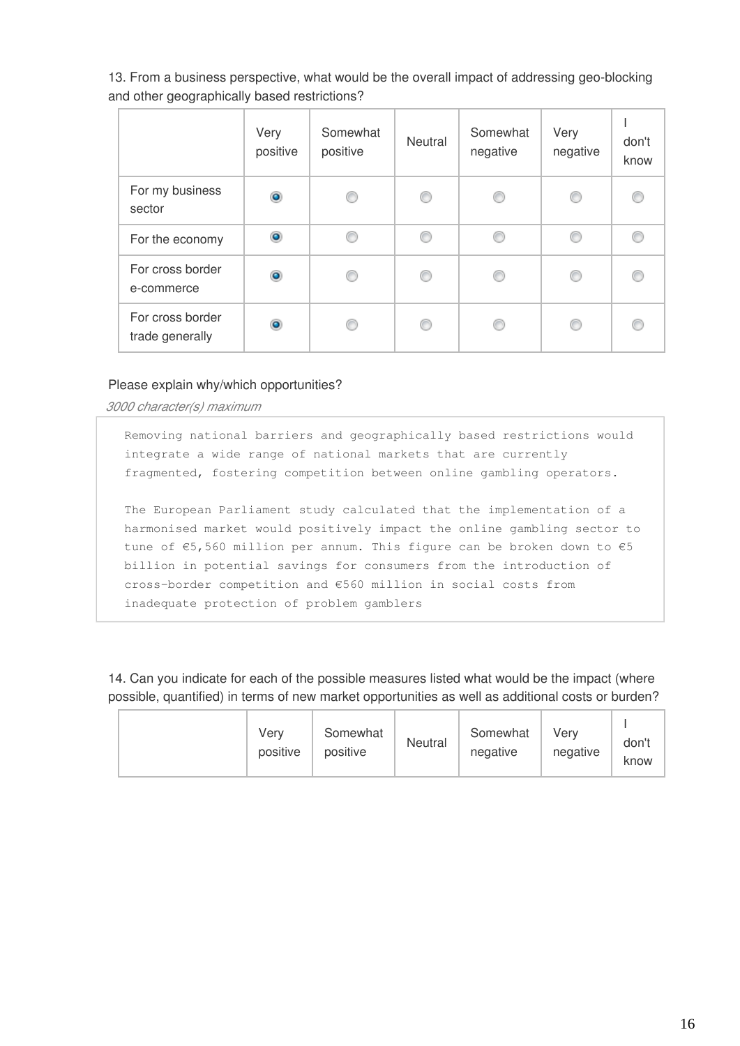13. From a business perspective, what would be the overall impact of addressing geo-blocking and other geographically based restrictions?

| | Very positive | Somewhat positive | Neutral | Somewhat negative | Very negative | I don't know |
|---|---|---|---|---|---|---|
| For my business sector | ◉ | ○ | ○ | ○ | ○ | ○ |
| For the economy | ◉ | ○ | ○ | ○ | ○ | ○ |
| For cross border e-commerce | ◉ | ○ | ○ | ○ | ○ | ○ |
| For cross border trade generally | ◉ | ○ | ○ | ○ | ○ | ○ |

Please explain why/which opportunities?

*3000 character(s) maximum*

Removing national barriers and geographically based restrictions would integrate a wide range of national markets that are currently fragmented, fostering competition between online gambling operators.

The European Parliament study calculated that the implementation of a harmonised market would positively impact the online gambling sector to tune of €5,560 million per annum. This figure can be broken down to €5 billion in potential savings for consumers from the introduction of cross-border competition and €560 million in social costs from inadequate protection of problem gamblers

14. Can you indicate for each of the possible measures listed what would be the impact (where possible, quantified) in terms of new market opportunities as well as additional costs or burden?

| | Very positive | Somewhat positive | Neutral | Somewhat negative | Very negative | I don't know |
|---|---|---|---|---|---|---|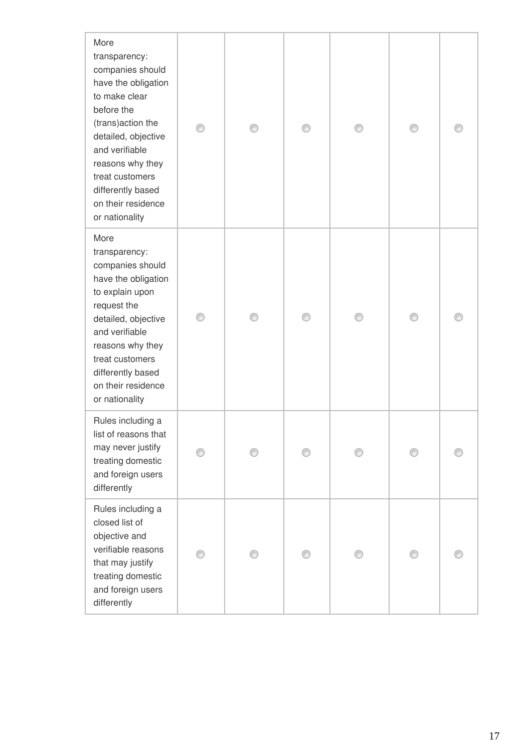| | | | | | | |
|---|---|---|---|---|---|---|
| More transparency: companies should have the obligation to make clear before the (trans)action the detailed, objective and verifiable reasons why they treat customers differently based on their residence or nationality | ◯ | ◯ | ◯ | ◯ | ◯ | ◯ |
| More transparency: companies should have the obligation to explain upon request the detailed, objective and verifiable reasons why they treat customers differently based on their residence or nationality | ◯ | ◯ | ◯ | ◯ | ◯ | ◯ |
| Rules including a list of reasons that may never justify treating domestic and foreign users differently | ◯ | ◯ | ◯ | ◯ | ◯ | ◯ |
| Rules including a closed list of objective and verifiable reasons that may justify treating domestic and foreign users differently | ◯ | ◯ | ◯ | ◯ | ◯ | ◯ |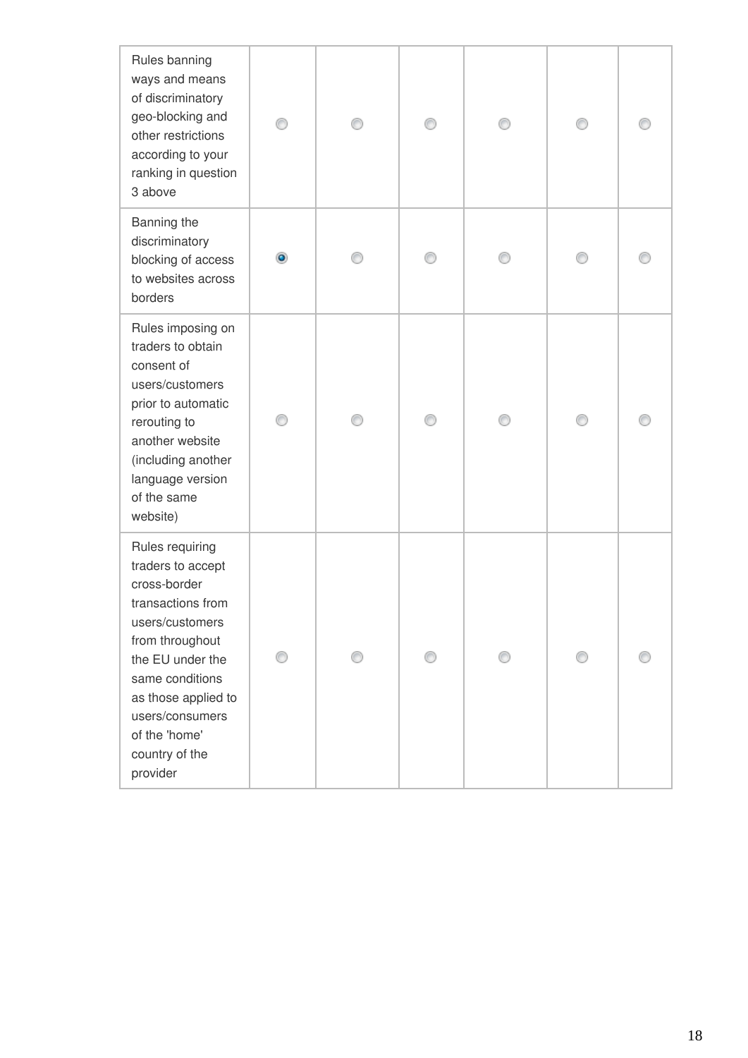| | | | | | | |
|---|---|---|---|---|---|---|
| Rules banning ways and means of discriminatory geo-blocking and other restrictions according to your ranking in question 3 above | ○ | ○ | ○ | ○ | ○ | ○ |
| Banning the discriminatory blocking of access to websites across borders | ◉ | ○ | ○ | ○ | ○ | ○ |
| Rules imposing on traders to obtain consent of users/customers prior to automatic rerouting to another website (including another language version of the same website) | ○ | ○ | ○ | ○ | ○ | ○ |
| Rules requiring traders to accept cross-border transactions from users/customers from throughout the EU under the same conditions as those applied to users/consumers of the 'home' country of the provider | ○ | ○ | ○ | ○ | ○ | ○ |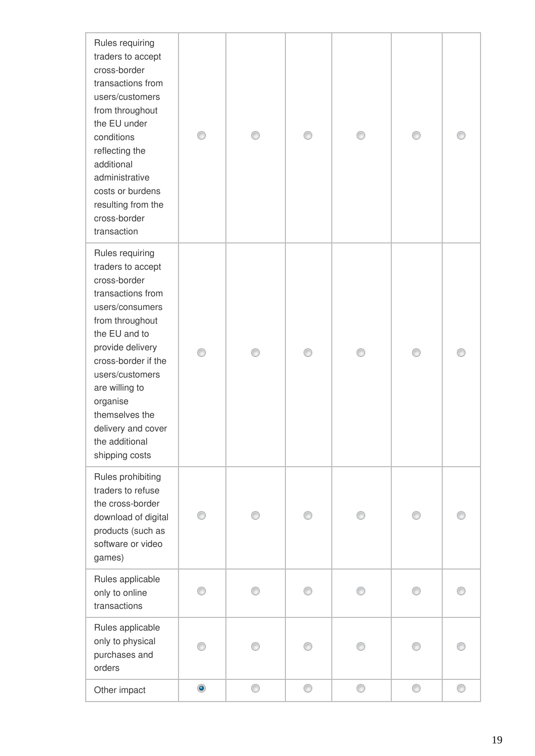| | | | | | | |
|---|---|---|---|---|---|---|
| Rules requiring traders to accept cross-border transactions from users/customers from throughout the EU under conditions reflecting the additional administrative costs or burdens resulting from the cross-border transaction | ○ | ○ | ○ | ○ | ○ | ○ |
| Rules requiring traders to accept cross-border transactions from users/consumers from throughout the EU and to provide delivery cross-border if the users/customers are willing to organise themselves the delivery and cover the additional shipping costs | ○ | ○ | ○ | ○ | ○ | ○ |
| Rules prohibiting traders to refuse the cross-border download of digital products (such as software or video games) | ○ | ○ | ○ | ○ | ○ | ○ |
| Rules applicable only to online transactions | ○ | ○ | ○ | ○ | ○ | ○ |
| Rules applicable only to physical purchases and orders | ○ | ○ | ○ | ○ | ○ | ○ |
| Other impact | ● | ○ | ○ | ○ | ○ | ○ |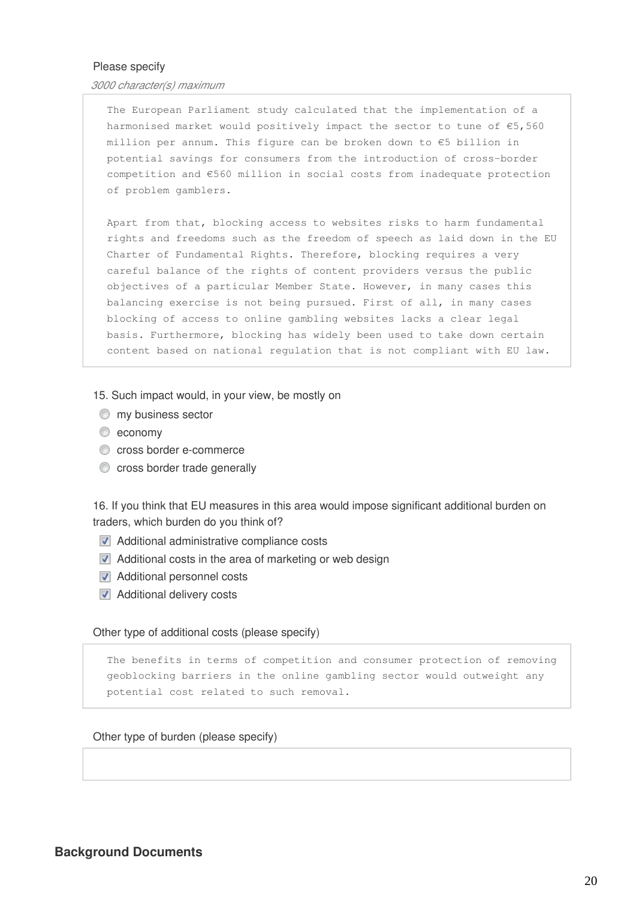Please specify

*3000 character(s) maximum*

```
The European Parliament study calculated that the implementation of a
harmonised market would positively impact the sector to tune of €5,560
million per annum. This figure can be broken down to €5 billion in
potential savings for consumers from the introduction of cross-border
competition and €560 million in social costs from inadequate protection
of problem gamblers.

Apart from that, blocking access to websites risks to harm fundamental
rights and freedoms such as the freedom of speech as laid down in the EU
Charter of Fundamental Rights. Therefore, blocking requires a very
careful balance of the rights of content providers versus the public
objectives of a particular Member State. However, in many cases this
balancing exercise is not being pursued. First of all, in many cases
blocking of access to online gambling websites lacks a clear legal
basis. Furthermore, blocking has widely been used to take down certain
content based on national regulation that is not compliant with EU law.
```

15. Such impact would, in your view, be mostly on

- ○ my business sector
- ○ economy
- ○ cross border e-commerce
- ○ cross border trade generally

16. If you think that EU measures in this area would impose significant additional burden on traders, which burden do you think of?

- [x] Additional administrative compliance costs
- [x] Additional costs in the area of marketing or web design
- [x] Additional personnel costs
- [x] Additional delivery costs

Other type of additional costs (please specify)

```
The benefits in terms of competition and consumer protection of removing
geoblocking barriers in the online gambling sector would outweight any
potential cost related to such removal.
```

Other type of burden (please specify)

## Background Documents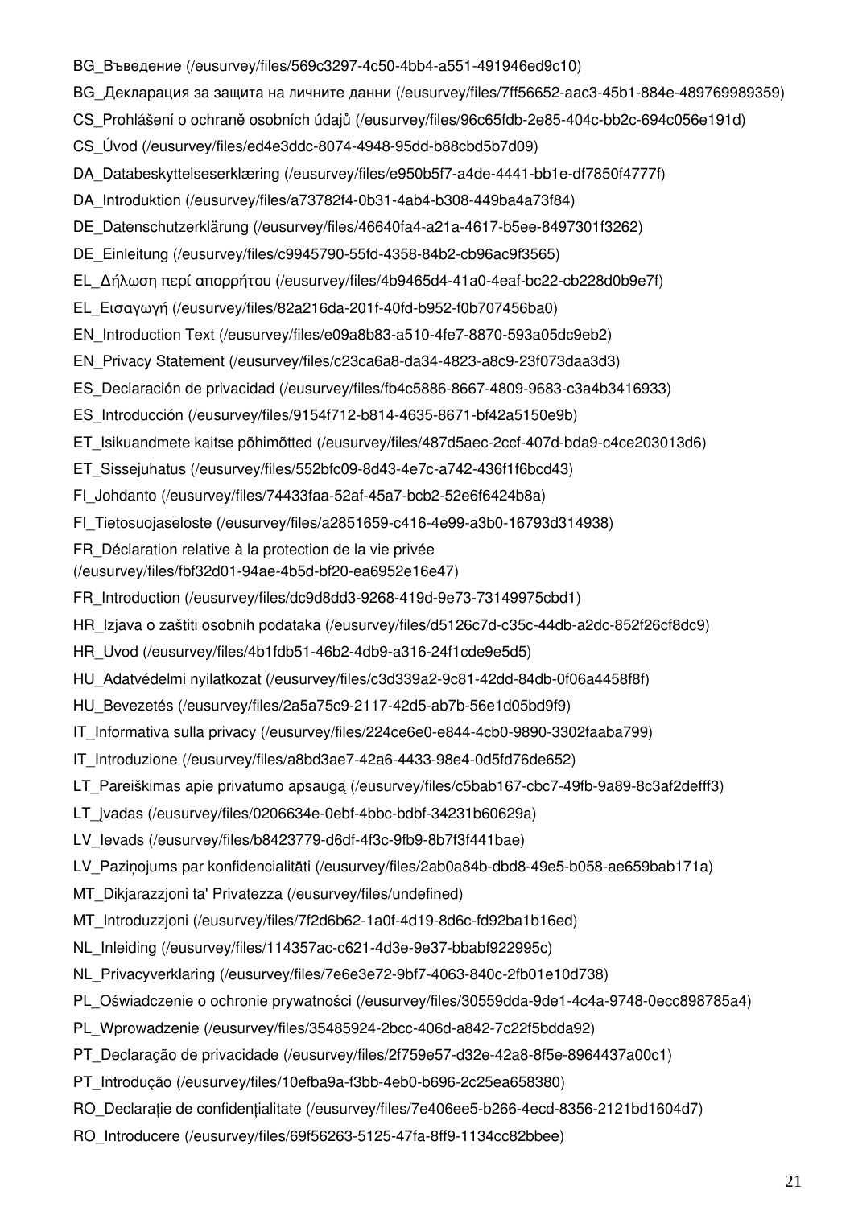BG_Въведение (/eusurvey/files/569c3297-4c50-4bb4-a551-491946ed9c10)

BG_Декларация за защита на личните данни (/eusurvey/files/7ff56652-aac3-45b1-884e-489769989359)

CS_Prohlášení o ochraně osobních údajů (/eusurvey/files/96c65fdb-2e85-404c-bb2c-694c056e191d)

CS_Úvod (/eusurvey/files/ed4e3ddc-8074-4948-95dd-b88cbd5b7d09)

DA_Databeskyttelseserklæring (/eusurvey/files/e950b5f7-a4de-4441-bb1e-df7850f4777f)

DA_Introduktion (/eusurvey/files/a73782f4-0b31-4ab4-b308-449ba4a73f84)

DE_Datenschutzerklärung (/eusurvey/files/46640fa4-a21a-4617-b5ee-8497301f3262)

DE_Einleitung (/eusurvey/files/c9945790-55fd-4358-84b2-cb96ac9f3565)

EL_Δήλωση περί απορρήτου (/eusurvey/files/4b9465d4-41a0-4eaf-bc22-cb228d0b9e7f)

EL_Εισαγωγή (/eusurvey/files/82a216da-201f-40fd-b952-f0b707456ba0)

EN_Introduction Text (/eusurvey/files/e09a8b83-a510-4fe7-8870-593a05dc9eb2)

EN_Privacy Statement (/eusurvey/files/c23ca6a8-da34-4823-a8c9-23f073daa3d3)

ES_Declaración de privacidad (/eusurvey/files/fb4c5886-8667-4809-9683-c3a4b3416933)

ES_Introducción (/eusurvey/files/9154f712-b814-4635-8671-bf42a5150e9b)

ET_Isikuandmete kaitse põhimõtted (/eusurvey/files/487d5aec-2ccf-407d-bda9-c4ce203013d6)

ET_Sissejuhatus (/eusurvey/files/552bfc09-8d43-4e7c-a742-436f1f6bcd43)

FI_Johdanto (/eusurvey/files/74433faa-52af-45a7-bcb2-52e6f6424b8a)

FI_Tietosuojaseloste (/eusurvey/files/a2851659-c416-4e99-a3b0-16793d314938)

FR_Déclaration relative à la protection de la vie privée (/eusurvey/files/fbf32d01-94ae-4b5d-bf20-ea6952e16e47)

FR_Introduction (/eusurvey/files/dc9d8dd3-9268-419d-9e73-73149975cbd1)

HR_Izjava o zaštiti osobnih podataka (/eusurvey/files/d5126c7d-c35c-44db-a2dc-852f26cf8dc9)

HR_Uvod (/eusurvey/files/4b1fdb51-46b2-4db9-a316-24f1cde9e5d5)

HU_Adatvédelmi nyilatkozat (/eusurvey/files/c3d339a2-9c81-42dd-84db-0f06a4458f8f)

HU_Bevezetés (/eusurvey/files/2a5a75c9-2117-42d5-ab7b-56e1d05bd9f9)

IT_Informativa sulla privacy (/eusurvey/files/224ce6e0-e844-4cb0-9890-3302faaba799)

IT_Introduzione (/eusurvey/files/a8bd3ae7-42a6-4433-98e4-0d5fd76de652)

LT_Pareiškimas apie privatumo apsaugą (/eusurvey/files/c5bab167-cbc7-49fb-9a89-8c3af2defff3)

LT_Įvadas (/eusurvey/files/0206634e-0ebf-4bbc-bdbf-34231b60629a)

LV_Ievads (/eusurvey/files/b8423779-d6df-4f3c-9fb9-8b7f3f441bae)

LV_Paziņojums par konfidencialitāti (/eusurvey/files/2ab0a84b-dbd8-49e5-b058-ae659bab171a)

MT_Dikjarazzjoni ta' Privatezza (/eusurvey/files/undefined)

MT_Introduzzjoni (/eusurvey/files/7f2d6b62-1a0f-4d19-8d6c-fd92ba1b16ed)

NL_Inleiding (/eusurvey/files/114357ac-c621-4d3e-9e37-bbabf922995c)

NL_Privacyverklaring (/eusurvey/files/7e6e3e72-9bf7-4063-840c-2fb01e10d738)

PL_Oświadczenie o ochronie prywatności (/eusurvey/files/30559dda-9de1-4c4a-9748-0ecc898785a4)

PL_Wprowadzenie (/eusurvey/files/35485924-2bcc-406d-a842-7c22f5bdda92)

PT_Declaração de privacidade (/eusurvey/files/2f759e57-d32e-42a8-8f5e-8964437a00c1)

PT_Introdução (/eusurvey/files/10efba9a-f3bb-4eb0-b696-2c25ea658380)

RO_Declarație de confidențialitate (/eusurvey/files/7e406ee5-b266-4ecd-8356-2121bd1604d7)

RO_Introducere (/eusurvey/files/69f56263-5125-47fa-8ff9-1134cc82bbee)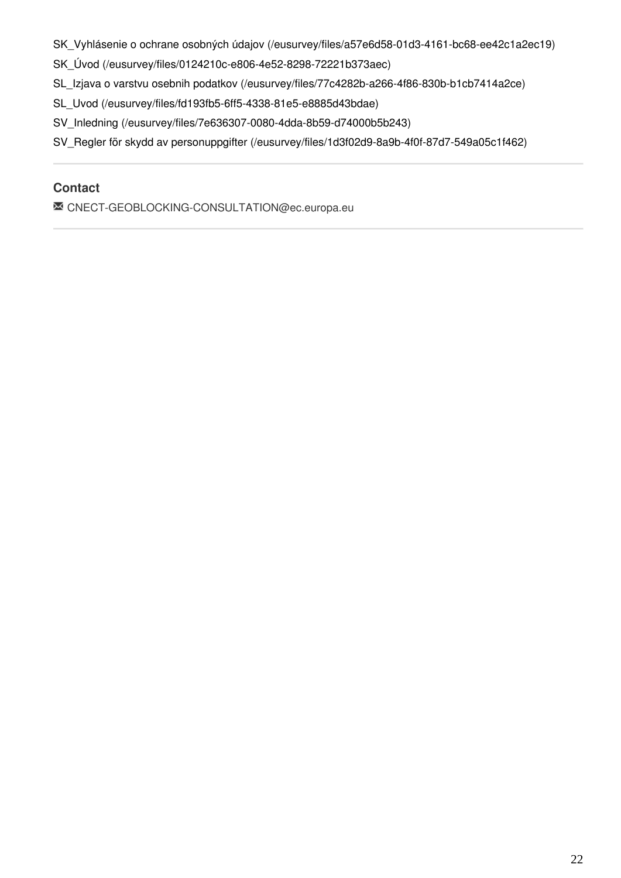SK_Vyhlásenie o ochrane osobných údajov (/eusurvey/files/a57e6d58-01d3-4161-bc68-ee42c1a2ec19)

SK_Úvod (/eusurvey/files/0124210c-e806-4e52-8298-72221b373aec)

SL_Izjava o varstvu osebnih podatkov (/eusurvey/files/77c4282b-a266-4f86-830b-b1cb7414a2ce)

SL_Uvod (/eusurvey/files/fd193fb5-6ff5-4338-81e5-e8885d43bdae)

SV_Inledning (/eusurvey/files/7e636307-0080-4dda-8b59-d74000b5b243)

SV_Regler för skydd av personuppgifter (/eusurvey/files/1d3f02d9-8a9b-4f0f-87d7-549a05c1f462)

---

### Contact

✉ CNECT-GEOBLOCKING-CONSULTATION@ec.europa.eu

---